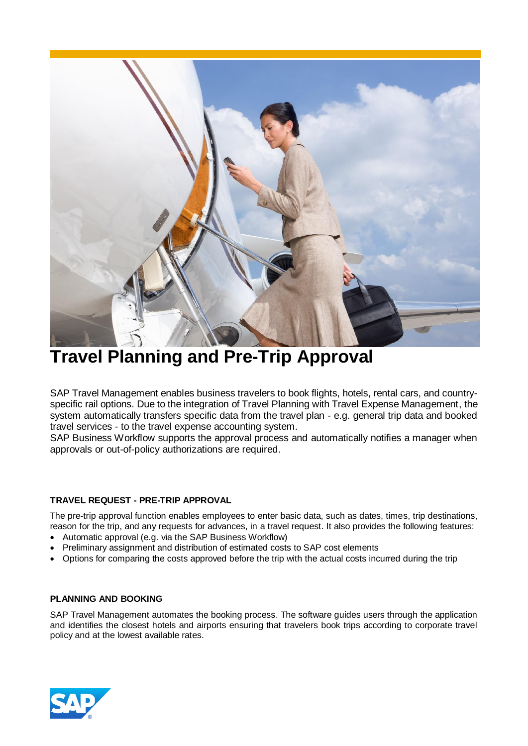# Travel Planning and Pre-Trip Approval

SAP Travel Management enables business travelers to book flights, hotels, rental cars, and country-specific rail options. Due to the integration of Travel Planning with Travel Expense Management, the system automatically transfers specific data from the travel plan - e.g. general trip data and booked travel services - to the travel expense accounting system.
SAP Business Workflow supports the approval process and automatically notifies a manager when approvals or out-of-policy authorizations are required.

## TRAVEL REQUEST - PRE-TRIP APPROVAL

The pre-trip approval function enables employees to enter basic data, such as dates, times, trip destinations, reason for the trip, and any requests for advances, in a travel request. It also provides the following features:

- Automatic approval (e.g. via the SAP Business Workflow)
- Preliminary assignment and distribution of estimated costs to SAP cost elements
- Options for comparing the costs approved before the trip with the actual costs incurred during the trip

## PLANNING AND BOOKING

SAP Travel Management automates the booking process. The software guides users through the application and identifies the closest hotels and airports ensuring that travelers book trips according to corporate travel policy and at the lowest available rates.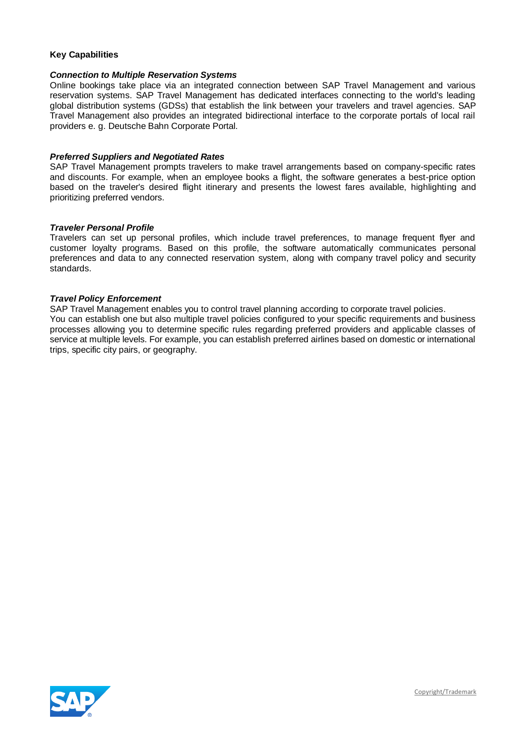**Key Capabilities**

***Connection to Multiple Reservation Systems***

Online bookings take place via an integrated connection between SAP Travel Management and various reservation systems. SAP Travel Management has dedicated interfaces connecting to the world's leading global distribution systems (GDSs) that establish the link between your travelers and travel agencies. SAP Travel Management also provides an integrated bidirectional interface to the corporate portals of local rail providers e. g. Deutsche Bahn Corporate Portal.

***Preferred Suppliers and Negotiated Rates***

SAP Travel Management prompts travelers to make travel arrangements based on company-specific rates and discounts. For example, when an employee books a flight, the software generates a best-price option based on the traveler's desired flight itinerary and presents the lowest fares available, highlighting and prioritizing preferred vendors.

***Traveler Personal Profile***

Travelers can set up personal profiles, which include travel preferences, to manage frequent flyer and customer loyalty programs. Based on this profile, the software automatically communicates personal preferences and data to any connected reservation system, along with company travel policy and security standards.

***Travel Policy Enforcement***

SAP Travel Management enables you to control travel planning according to corporate travel policies.
You can establish one but also multiple travel policies configured to your specific requirements and business processes allowing you to determine specific rules regarding preferred providers and applicable classes of service at multiple levels. For example, you can establish preferred airlines based on domestic or international trips, specific city pairs, or geography.

Copyright/Trademark